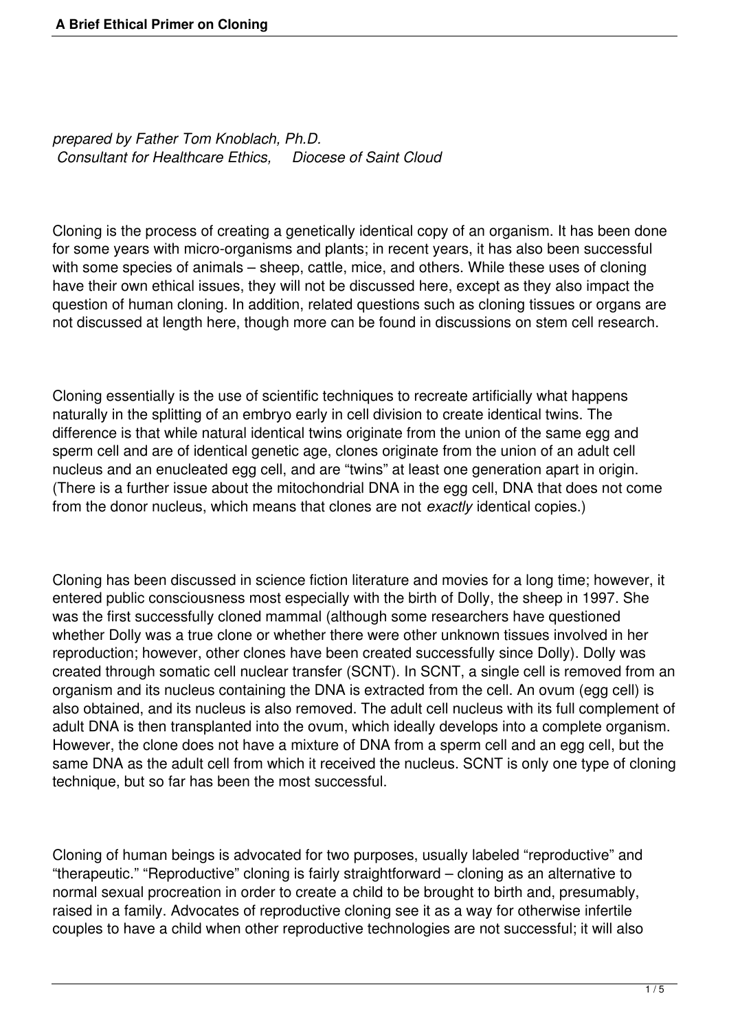# A Brief Ethical Primer on Cloning

*prepared by Father Tom Knoblach, Ph.D.*
*Consultant for Healthcare Ethics, Diocese of Saint Cloud*

Cloning is the process of creating a genetically identical copy of an organism. It has been done for some years with micro-organisms and plants; in recent years, it has also been successful with some species of animals – sheep, cattle, mice, and others. While these uses of cloning have their own ethical issues, they will not be discussed here, except as they also impact the question of human cloning. In addition, related questions such as cloning tissues or organs are not discussed at length here, though more can be found in discussions on stem cell research.

Cloning essentially is the use of scientific techniques to recreate artificially what happens naturally in the splitting of an embryo early in cell division to create identical twins. The difference is that while natural identical twins originate from the union of the same egg and sperm cell and are of identical genetic age, clones originate from the union of an adult cell nucleus and an enucleated egg cell, and are "twins" at least one generation apart in origin. (There is a further issue about the mitochondrial DNA in the egg cell, DNA that does not come from the donor nucleus, which means that clones are not *exactly* identical copies.)

Cloning has been discussed in science fiction literature and movies for a long time; however, it entered public consciousness most especially with the birth of Dolly, the sheep in 1997. She was the first successfully cloned mammal (although some researchers have questioned whether Dolly was a true clone or whether there were other unknown tissues involved in her reproduction; however, other clones have been created successfully since Dolly). Dolly was created through somatic cell nuclear transfer (SCNT). In SCNT, a single cell is removed from an organism and its nucleus containing the DNA is extracted from the cell. An ovum (egg cell) is also obtained, and its nucleus is also removed. The adult cell nucleus with its full complement of adult DNA is then transplanted into the ovum, which ideally develops into a complete organism. However, the clone does not have a mixture of DNA from a sperm cell and an egg cell, but the same DNA as the adult cell from which it received the nucleus. SCNT is only one type of cloning technique, but so far has been the most successful.

Cloning of human beings is advocated for two purposes, usually labeled "reproductive" and "therapeutic." "Reproductive" cloning is fairly straightforward – cloning as an alternative to normal sexual procreation in order to create a child to be brought to birth and, presumably, raised in a family. Advocates of reproductive cloning see it as a way for otherwise infertile couples to have a child when other reproductive technologies are not successful; it will also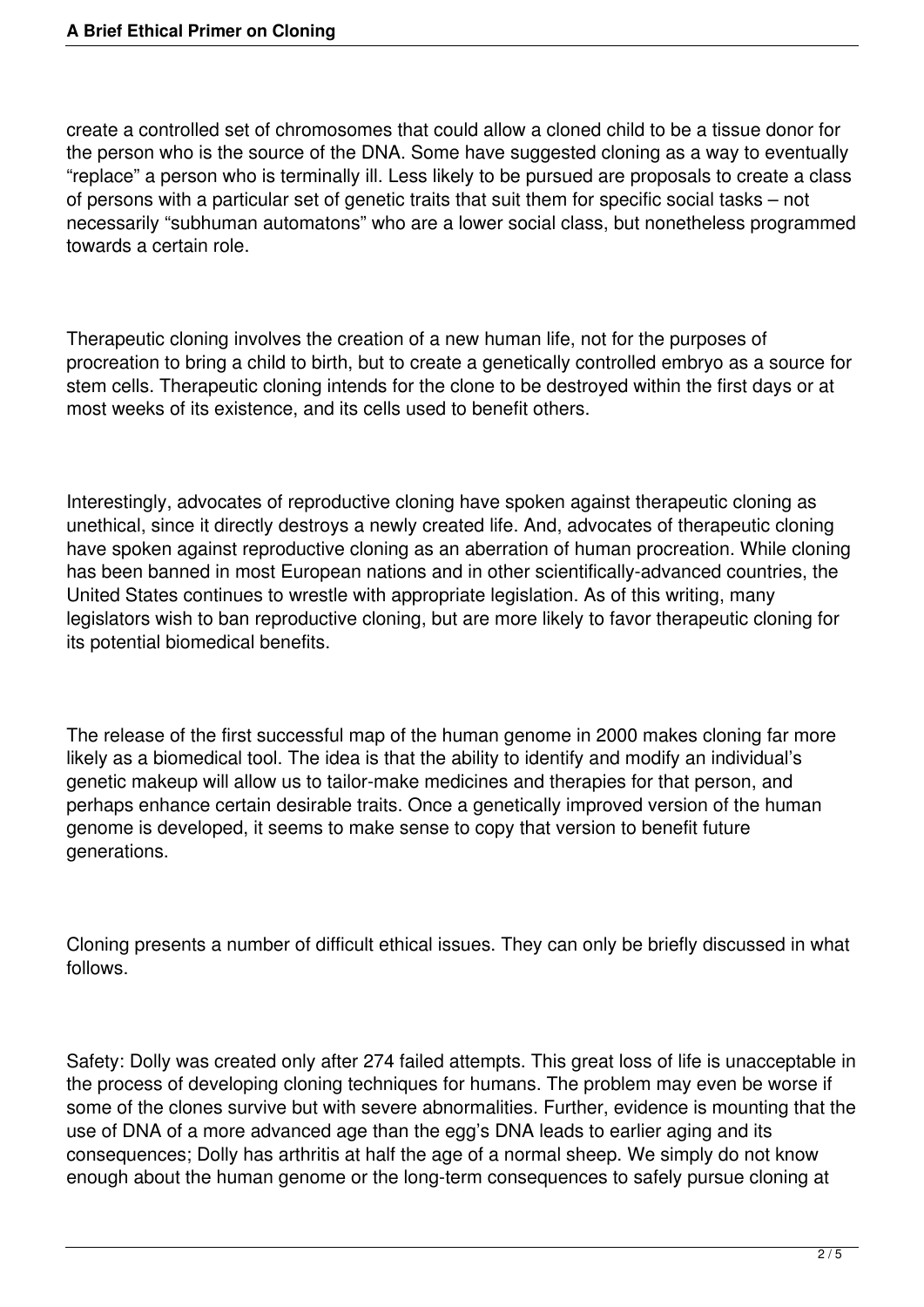create a controlled set of chromosomes that could allow a cloned child to be a tissue donor for the person who is the source of the DNA. Some have suggested cloning as a way to eventually "replace" a person who is terminally ill. Less likely to be pursued are proposals to create a class of persons with a particular set of genetic traits that suit them for specific social tasks – not necessarily "subhuman automatons" who are a lower social class, but nonetheless programmed towards a certain role.

Therapeutic cloning involves the creation of a new human life, not for the purposes of procreation to bring a child to birth, but to create a genetically controlled embryo as a source for stem cells. Therapeutic cloning intends for the clone to be destroyed within the first days or at most weeks of its existence, and its cells used to benefit others.

Interestingly, advocates of reproductive cloning have spoken against therapeutic cloning as unethical, since it directly destroys a newly created life. And, advocates of therapeutic cloning have spoken against reproductive cloning as an aberration of human procreation. While cloning has been banned in most European nations and in other scientifically-advanced countries, the United States continues to wrestle with appropriate legislation. As of this writing, many legislators wish to ban reproductive cloning, but are more likely to favor therapeutic cloning for its potential biomedical benefits.

The release of the first successful map of the human genome in 2000 makes cloning far more likely as a biomedical tool. The idea is that the ability to identify and modify an individual's genetic makeup will allow us to tailor-make medicines and therapies for that person, and perhaps enhance certain desirable traits. Once a genetically improved version of the human genome is developed, it seems to make sense to copy that version to benefit future generations.

Cloning presents a number of difficult ethical issues. They can only be briefly discussed in what follows.

Safety: Dolly was created only after 274 failed attempts. This great loss of life is unacceptable in the process of developing cloning techniques for humans. The problem may even be worse if some of the clones survive but with severe abnormalities. Further, evidence is mounting that the use of DNA of a more advanced age than the egg's DNA leads to earlier aging and its consequences; Dolly has arthritis at half the age of a normal sheep. We simply do not know enough about the human genome or the long-term consequences to safely pursue cloning at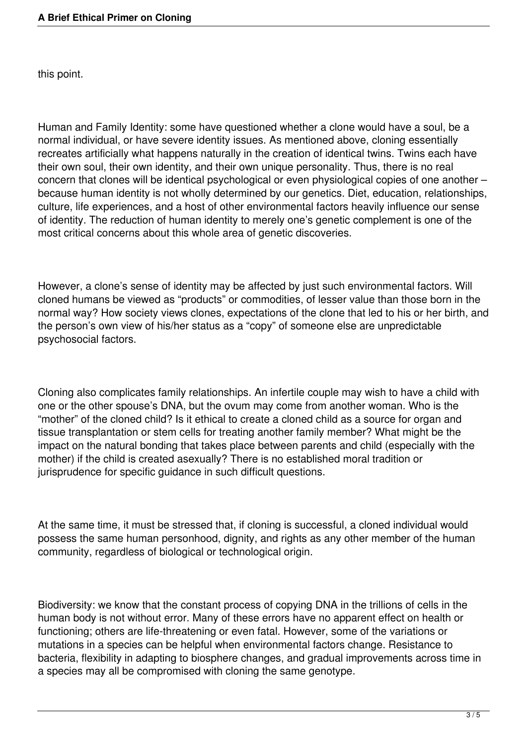this point.

Human and Family Identity: some have questioned whether a clone would have a soul, be a normal individual, or have severe identity issues. As mentioned above, cloning essentially recreates artificially what happens naturally in the creation of identical twins. Twins each have their own soul, their own identity, and their own unique personality. Thus, there is no real concern that clones will be identical psychological or even physiological copies of one another – because human identity is not wholly determined by our genetics. Diet, education, relationships, culture, life experiences, and a host of other environmental factors heavily influence our sense of identity. The reduction of human identity to merely one's genetic complement is one of the most critical concerns about this whole area of genetic discoveries.

However, a clone's sense of identity may be affected by just such environmental factors. Will cloned humans be viewed as "products" or commodities, of lesser value than those born in the normal way? How society views clones, expectations of the clone that led to his or her birth, and the person's own view of his/her status as a "copy" of someone else are unpredictable psychosocial factors.

Cloning also complicates family relationships. An infertile couple may wish to have a child with one or the other spouse's DNA, but the ovum may come from another woman. Who is the "mother" of the cloned child? Is it ethical to create a cloned child as a source for organ and tissue transplantation or stem cells for treating another family member? What might be the impact on the natural bonding that takes place between parents and child (especially with the mother) if the child is created asexually? There is no established moral tradition or jurisprudence for specific guidance in such difficult questions.

At the same time, it must be stressed that, if cloning is successful, a cloned individual would possess the same human personhood, dignity, and rights as any other member of the human community, regardless of biological or technological origin.

Biodiversity: we know that the constant process of copying DNA in the trillions of cells in the human body is not without error. Many of these errors have no apparent effect on health or functioning; others are life-threatening or even fatal. However, some of the variations or mutations in a species can be helpful when environmental factors change. Resistance to bacteria, flexibility in adapting to biosphere changes, and gradual improvements across time in a species may all be compromised with cloning the same genotype.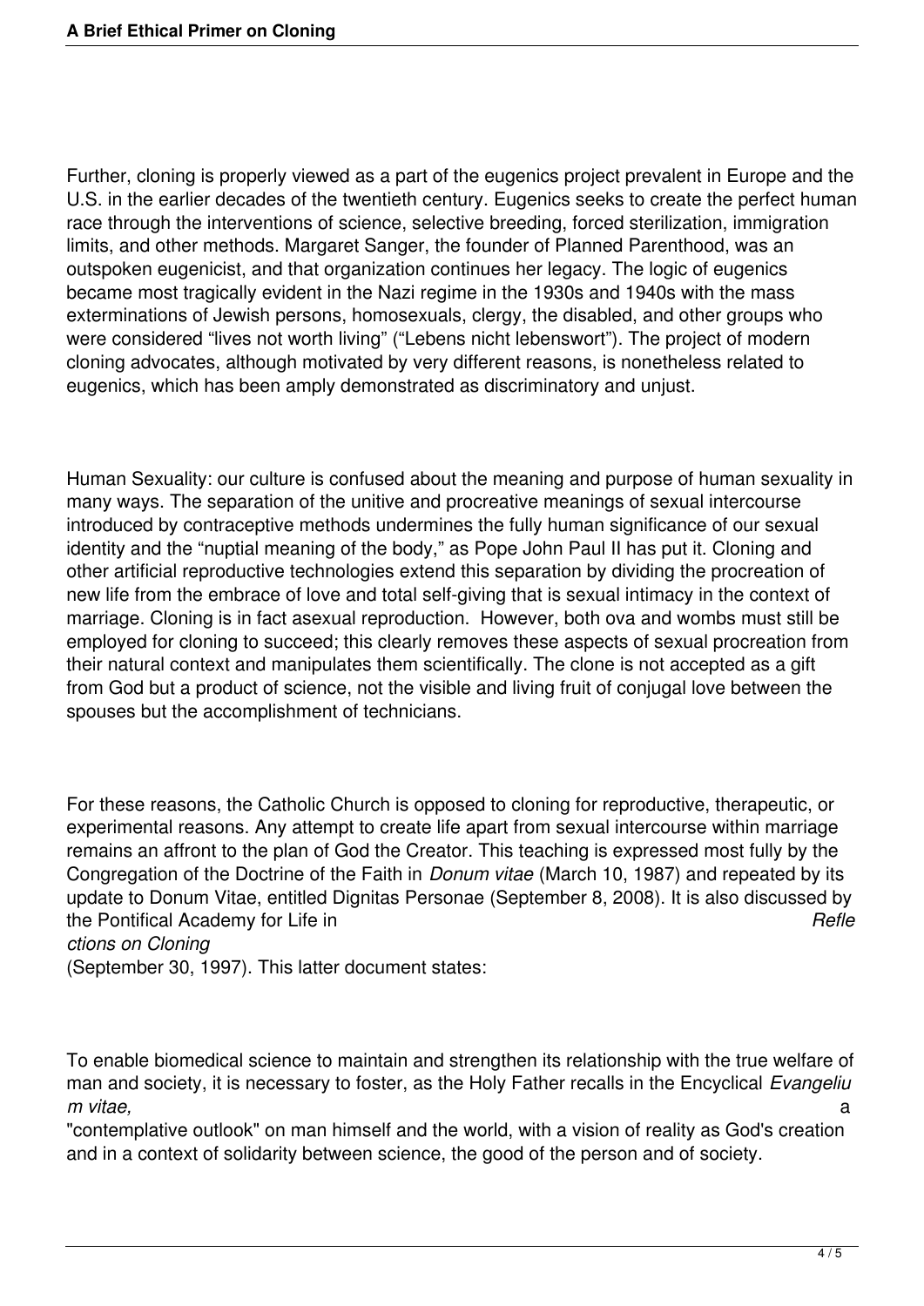Further, cloning is properly viewed as a part of the eugenics project prevalent in Europe and the U.S. in the earlier decades of the twentieth century. Eugenics seeks to create the perfect human race through the interventions of science, selective breeding, forced sterilization, immigration limits, and other methods. Margaret Sanger, the founder of Planned Parenthood, was an outspoken eugenicist, and that organization continues her legacy. The logic of eugenics became most tragically evident in the Nazi regime in the 1930s and 1940s with the mass exterminations of Jewish persons, homosexuals, clergy, the disabled, and other groups who were considered "lives not worth living" ("Lebens nicht lebenswort"). The project of modern cloning advocates, although motivated by very different reasons, is nonetheless related to eugenics, which has been amply demonstrated as discriminatory and unjust.

Human Sexuality: our culture is confused about the meaning and purpose of human sexuality in many ways. The separation of the unitive and procreative meanings of sexual intercourse introduced by contraceptive methods undermines the fully human significance of our sexual identity and the "nuptial meaning of the body," as Pope John Paul II has put it. Cloning and other artificial reproductive technologies extend this separation by dividing the procreation of new life from the embrace of love and total self-giving that is sexual intimacy in the context of marriage. Cloning is in fact asexual reproduction. However, both ova and wombs must still be employed for cloning to succeed; this clearly removes these aspects of sexual procreation from their natural context and manipulates them scientifically. The clone is not accepted as a gift from God but a product of science, not the visible and living fruit of conjugal love between the spouses but the accomplishment of technicians.

For these reasons, the Catholic Church is opposed to cloning for reproductive, therapeutic, or experimental reasons. Any attempt to create life apart from sexual intercourse within marriage remains an affront to the plan of God the Creator. This teaching is expressed most fully by the Congregation of the Doctrine of the Faith in *Donum vitae* (March 10, 1987) and repeated by its update to Donum Vitae, entitled Dignitas Personae (September 8, 2008). It is also discussed by the Pontifical Academy for Life in *Reflections on Cloning* (September 30, 1997). This latter document states:

To enable biomedical science to maintain and strengthen its relationship with the true welfare of man and society, it is necessary to foster, as the Holy Father recalls in the Encyclical *Evangelium vitae,* a "contemplative outlook" on man himself and the world, with a vision of reality as God's creation and in a context of solidarity between science, the good of the person and of society.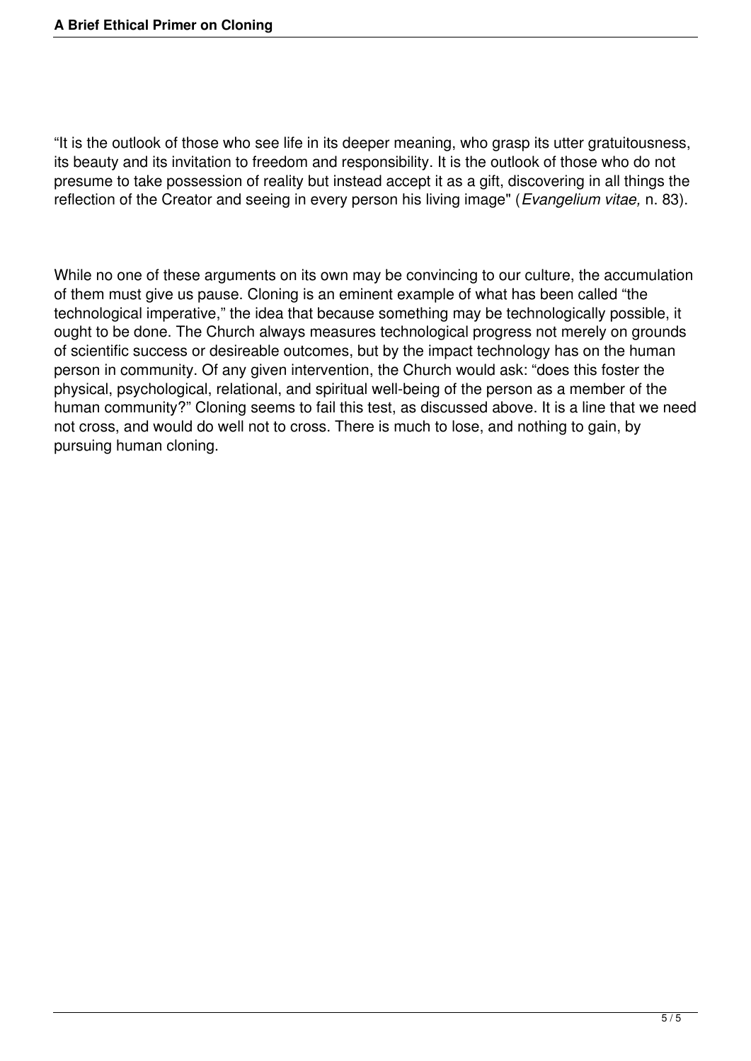"It is the outlook of those who see life in its deeper meaning, who grasp its utter gratuitousness, its beauty and its invitation to freedom and responsibility. It is the outlook of those who do not presume to take possession of reality but instead accept it as a gift, discovering in all things the reflection of the Creator and seeing in every person his living image" (*Evangelium vitae,* n. 83).

While no one of these arguments on its own may be convincing to our culture, the accumulation of them must give us pause. Cloning is an eminent example of what has been called "the technological imperative," the idea that because something may be technologically possible, it ought to be done. The Church always measures technological progress not merely on grounds of scientific success or desireable outcomes, but by the impact technology has on the human person in community. Of any given intervention, the Church would ask: "does this foster the physical, psychological, relational, and spiritual well-being of the person as a member of the human community?" Cloning seems to fail this test, as discussed above. It is a line that we need not cross, and would do well not to cross. There is much to lose, and nothing to gain, by pursuing human cloning.